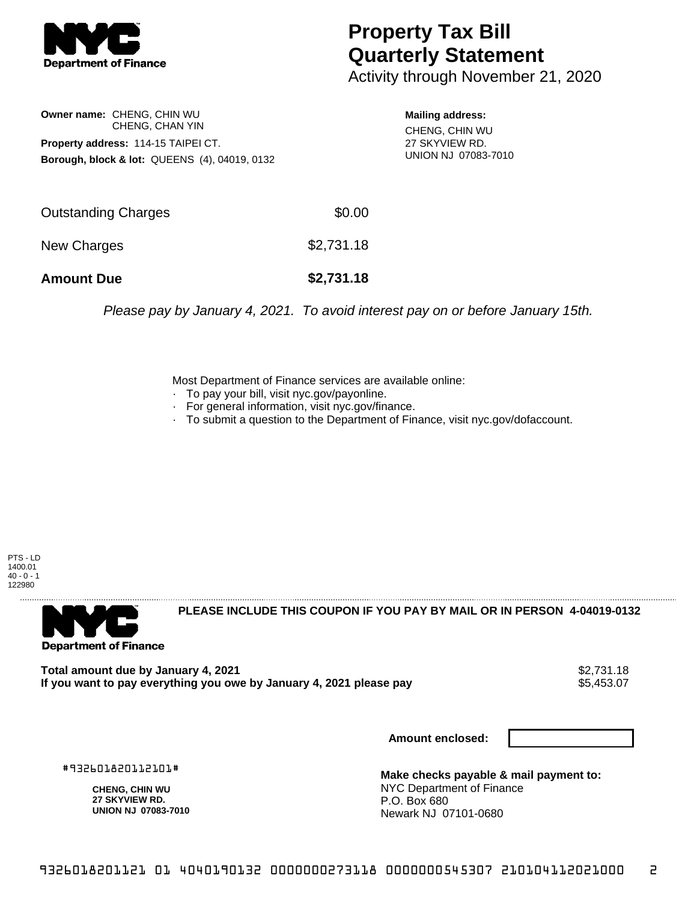# Property Tax Bill Quarterly Statement

Activity through November 21, 2020

**Owner name:** CHENG, CHIN WU
CHENG, CHAN YIN

**Property address:** 114-15 TAIPEI CT.

**Borough, block & lot:** QUEENS (4), 04019, 0132

**Mailing address:**
CHENG, CHIN WU
27 SKYVIEW RD.
UNION NJ 07083-7010

| | |
|---|---|
| Outstanding Charges | $0.00 |
| New Charges | $2,731.18 |
| **Amount Due** | **$2,731.18** |

*Please pay by January 4, 2021. To avoid interest pay on or before January 15th.*

Most Department of Finance services are available online:

- To pay your bill, visit nyc.gov/payonline.
- For general information, visit nyc.gov/finance.
- To submit a question to the Department of Finance, visit nyc.gov/dofaccount.

PTS - LD
1400.01
40 - 0 - 1
122980

---

**PLEASE INCLUDE THIS COUPON IF YOU PAY BY MAIL OR IN PERSON 4-04019-0132**

**Total amount due by January 4, 2021** $2,731.18

**If you want to pay everything you owe by January 4, 2021 please pay** $5,453.07

**Amount enclosed:**

#932601820112101#

**CHENG, CHIN WU**
**27 SKYVIEW RD.**
**UNION NJ 07083-7010**

**Make checks payable & mail payment to:**
NYC Department of Finance
P.O. Box 680
Newark NJ 07101-0680

9326018201121 01 4040190132 0000000273118 0000000545307 210104112021000 2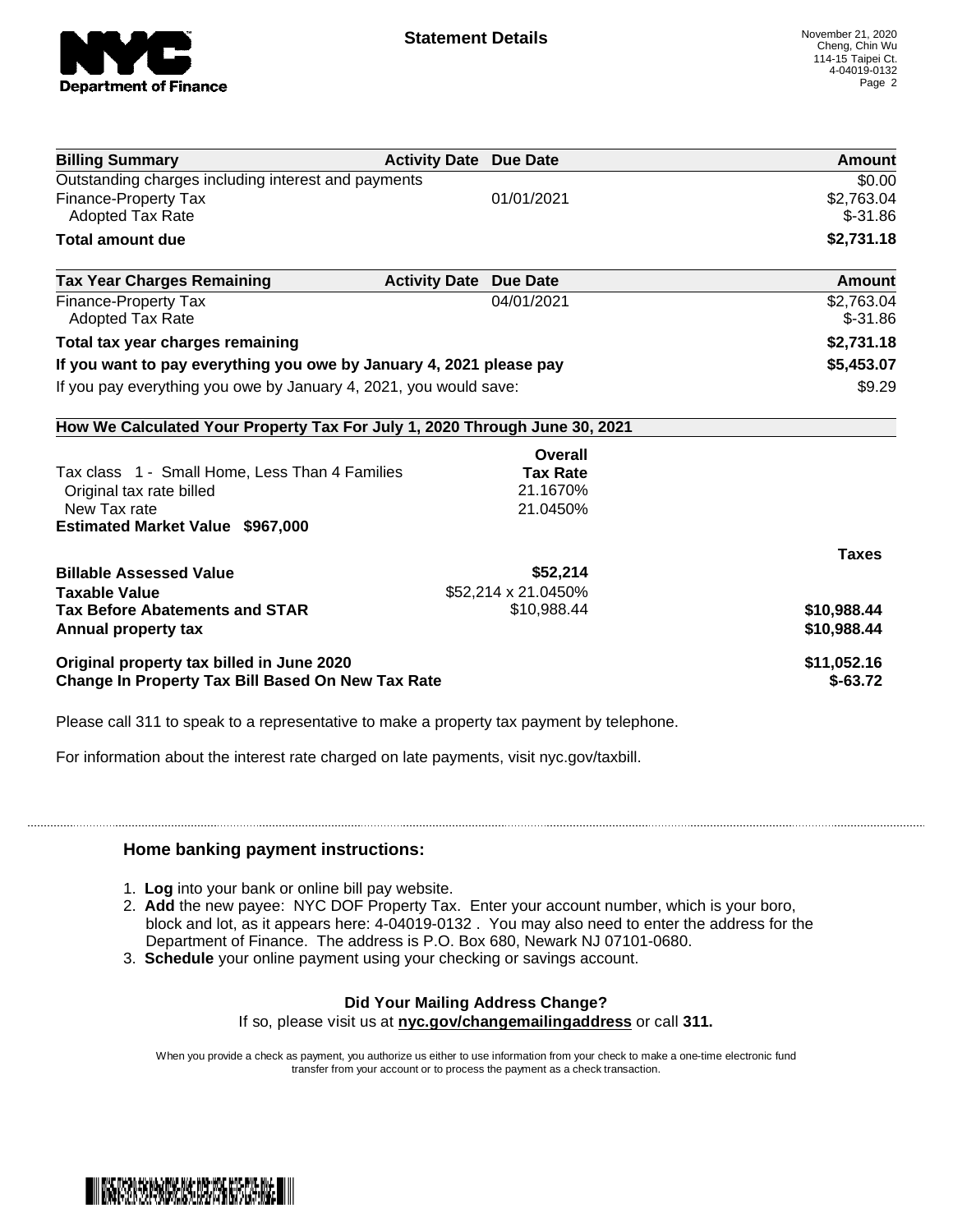**Statement Details**

November 21, 2020
Cheng, Chin Wu
114-15 Taipei Ct.
4-04019-0132

| Billing Summary | Activity Date | Due Date | Amount |
| --- | --- | --- | --- |
| Outstanding charges including interest and payments | | | $0.00 |
| Finance-Property Tax | | 01/01/2021 | $2,763.04 |
| Adopted Tax Rate | | | $-31.86 |
| **Total amount due** | | | **$2,731.18** |

| Tax Year Charges Remaining | Activity Date | Due Date | Amount |
| --- | --- | --- | --- |
| Finance-Property Tax | | 04/01/2021 | $2,763.04 |
| Adopted Tax Rate | | | $-31.86 |
| **Total tax year charges remaining** | | | **$2,731.18** |
| **If you want to pay everything you owe by January 4, 2021 please pay** | | | **$5,453.07** |
| If you pay everything you owe by January 4, 2021, you would save: | | | $9.29 |

**How We Calculated Your Property Tax For July 1, 2020 Through June 30, 2021**

| | Overall Tax Rate | Taxes |
| --- | --- | --- |
| Tax class 1 - Small Home, Less Than 4 Families | | |
| Original tax rate billed | 21.1670% | |
| New Tax rate | 21.0450% | |
| **Estimated Market Value $967,000** | | |
| **Billable Assessed Value** | **$52,214** | |
| **Taxable Value** | $52,214 x 21.0450% | |
| **Tax Before Abatements and STAR** | $10,988.44 | **$10,988.44** |
| **Annual property tax** | | **$10,988.44** |
| **Original property tax billed in June 2020** | | **$11,052.16** |
| **Change In Property Tax Bill Based On New Tax Rate** | | **$-63.72** |

Please call 311 to speak to a representative to make a property tax payment by telephone.

For information about the interest rate charged on late payments, visit nyc.gov/taxbill.

## Home banking payment instructions:

1. **Log** into your bank or online bill pay website.
2. **Add** the new payee: NYC DOF Property Tax. Enter your account number, which is your boro, block and lot, as it appears here: 4-04019-0132 . You may also need to enter the address for the Department of Finance. The address is P.O. Box 680, Newark NJ 07101-0680.
3. **Schedule** your online payment using your checking or savings account.

**Did Your Mailing Address Change?**

If so, please visit us at **nyc.gov/changemailingaddress** or call **311.**

When you provide a check as payment, you authorize us either to use information from your check to make a one-time electronic fund transfer from your account or to process the payment as a check transaction.